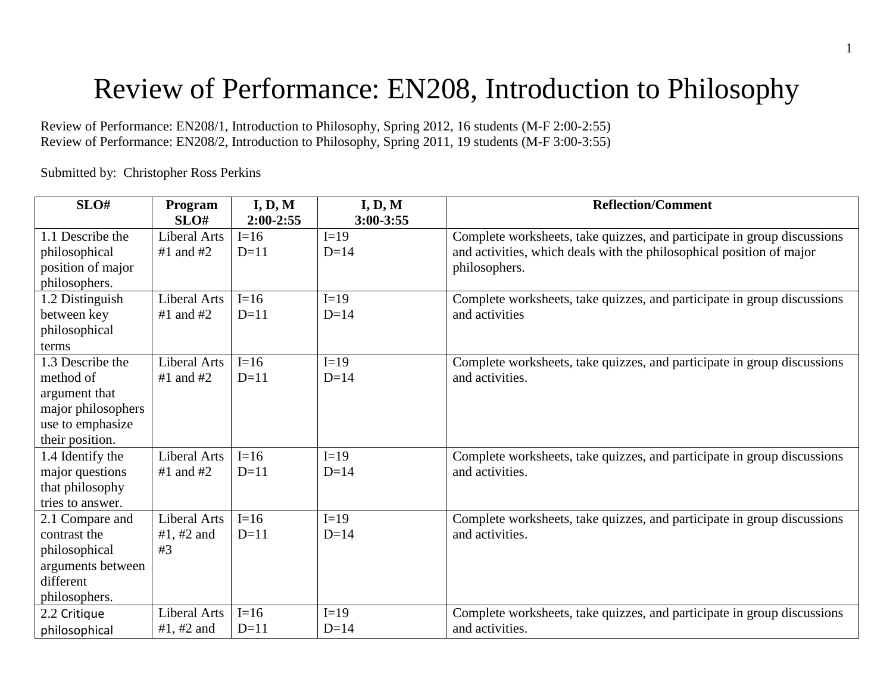# Review of Performance: EN208, Introduction to Philosophy

Review of Performance: EN208/1, Introduction to Philosophy, Spring 2012, 16 students (M-F 2:00-2:55)
Review of Performance: EN208/2, Introduction to Philosophy, Spring 2011, 19 students (M-F 3:00-3:55)

Submitted by: Christopher Ross Perkins

| SLO# | Program SLO# | I, D, M 2:00-2:55 | I, D, M 3:00-3:55 | Reflection/Comment |
|---|---|---|---|---|
| 1.1 Describe the philosophical position of major philosophers. | Liberal Arts #1 and #2 | I=16 D=11 | I=19 D=14 | Complete worksheets, take quizzes, and participate in group discussions and activities, which deals with the philosophical position of major philosophers. |
| 1.2 Distinguish between key philosophical terms | Liberal Arts #1 and #2 | I=16 D=11 | I=19 D=14 | Complete worksheets, take quizzes, and participate in group discussions and activities |
| 1.3 Describe the method of argument that major philosophers use to emphasize their position. | Liberal Arts #1 and #2 | I=16 D=11 | I=19 D=14 | Complete worksheets, take quizzes, and participate in group discussions and activities. |
| 1.4 Identify the major questions that philosophy tries to answer. | Liberal Arts #1 and #2 | I=16 D=11 | I=19 D=14 | Complete worksheets, take quizzes, and participate in group discussions and activities. |
| 2.1 Compare and contrast the philosophical arguments between different philosophers. | Liberal Arts #1, #2 and #3 | I=16 D=11 | I=19 D=14 | Complete worksheets, take quizzes, and participate in group discussions and activities. |
| 2.2 Critique philosophical | Liberal Arts #1, #2 and | I=16 D=11 | I=19 D=14 | Complete worksheets, take quizzes, and participate in group discussions and activities. |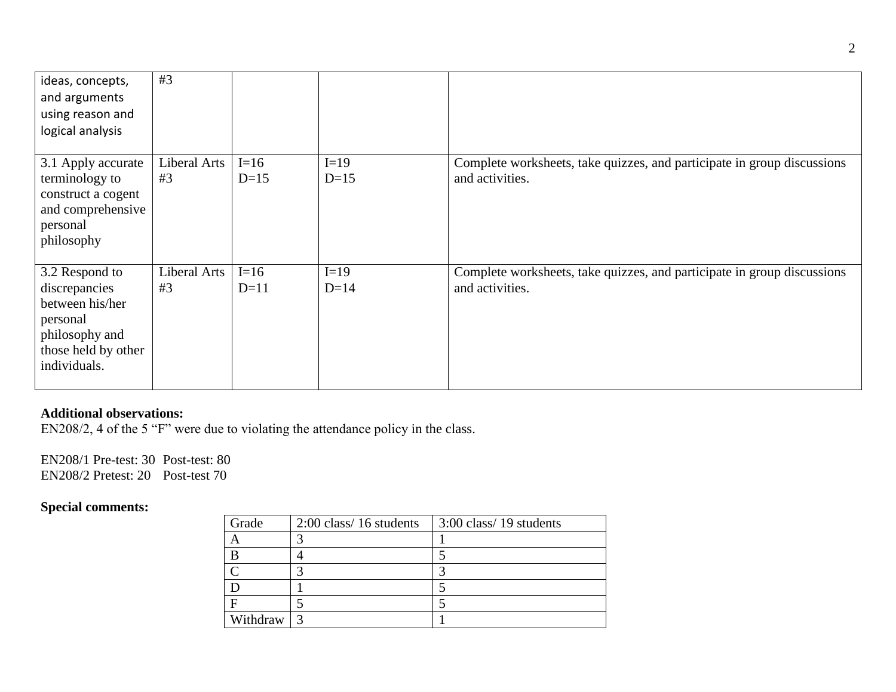| | | | | |
|---|---|---|---|---|
| ideas, concepts, and arguments using reason and logical analysis | #3 | | | |
| 3.1 Apply accurate terminology to construct a cogent and comprehensive personal philosophy | Liberal Arts #3 | I=16<br>D=15 | I=19<br>D=15 | Complete worksheets, take quizzes, and participate in group discussions and activities. |
| 3.2 Respond to discrepancies between his/her personal philosophy and those held by other individuals. | Liberal Arts #3 | I=16<br>D=11 | I=19<br>D=14 | Complete worksheets, take quizzes, and participate in group discussions and activities. |

**Additional observations:**
EN208/2, 4 of the 5 "F" were due to violating the attendance policy in the class.

EN208/1 Pre-test: 30 Post-test: 80
EN208/2 Pretest: 20 Post-test 70

**Special comments:**

| Grade | 2:00 class/ 16 students | 3:00 class/ 19 students |
|---|---|---|
| A | 3 | 1 |
| B | 4 | 5 |
| C | 3 | 3 |
| D | 1 | 5 |
| F | 5 | 5 |
| Withdraw | 3 | 1 |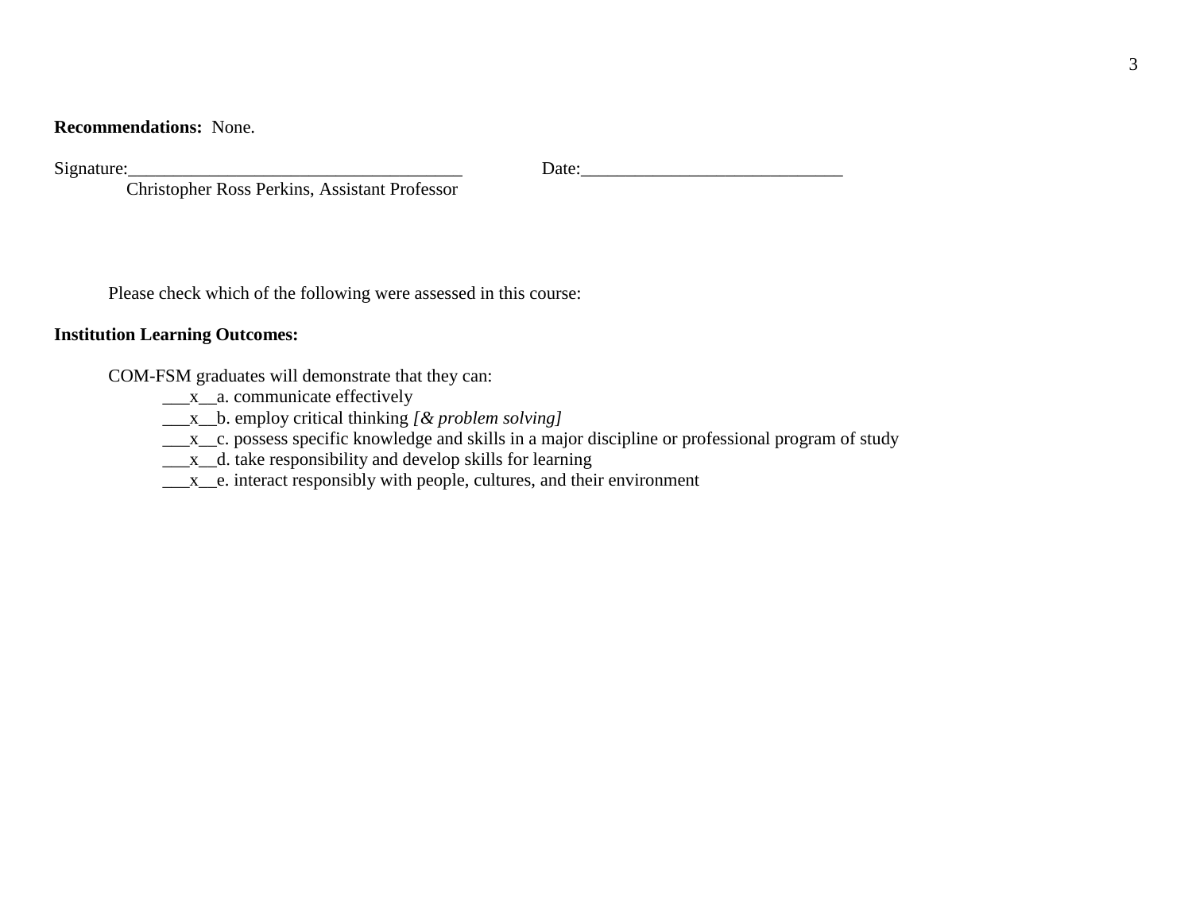**Recommendations:** None.

Signature:_____________________________________ Date:_____________________________
Christopher Ross Perkins, Assistant Professor

Please check which of the following were assessed in this course:

**Institution Learning Outcomes:**

COM-FSM graduates will demonstrate that they can:

___x__a. communicate effectively
___x__b. employ critical thinking *[& problem solving]*
___x__c. possess specific knowledge and skills in a major discipline or professional program of study
___x__d. take responsibility and develop skills for learning
___x__e. interact responsibly with people, cultures, and their environment